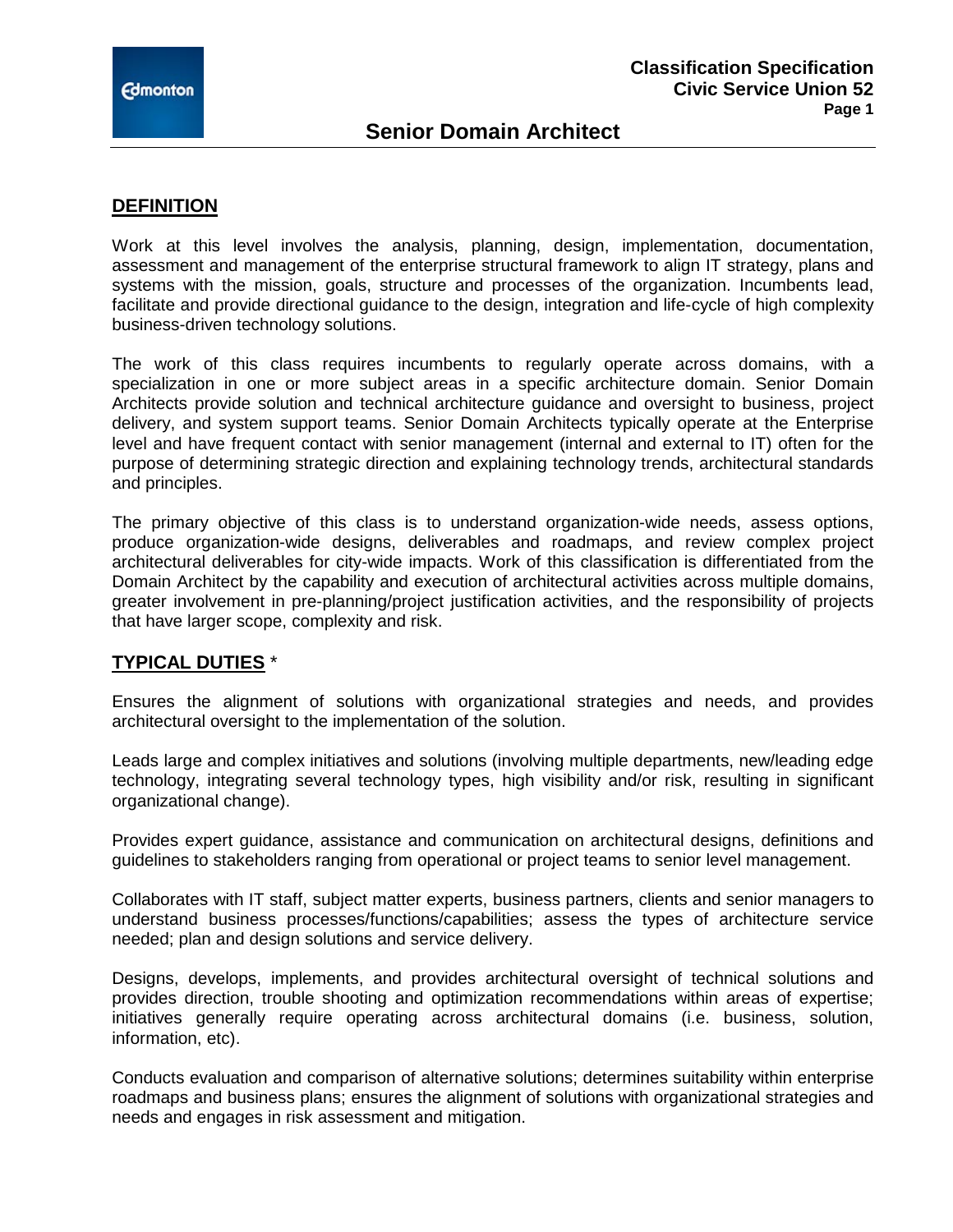# Senior Domain Architect

## DEFINITION

Work at this level involves the analysis, planning, design, implementation, documentation, assessment and management of the enterprise structural framework to align IT strategy, plans and systems with the mission, goals, structure and processes of the organization. Incumbents lead, facilitate and provide directional guidance to the design, integration and life-cycle of high complexity business-driven technology solutions.

The work of this class requires incumbents to regularly operate across domains, with a specialization in one or more subject areas in a specific architecture domain. Senior Domain Architects provide solution and technical architecture guidance and oversight to business, project delivery, and system support teams. Senior Domain Architects typically operate at the Enterprise level and have frequent contact with senior management (internal and external to IT) often for the purpose of determining strategic direction and explaining technology trends, architectural standards and principles.

The primary objective of this class is to understand organization-wide needs, assess options, produce organization-wide designs, deliverables and roadmaps, and review complex project architectural deliverables for city-wide impacts. Work of this classification is differentiated from the Domain Architect by the capability and execution of architectural activities across multiple domains, greater involvement in pre-planning/project justification activities, and the responsibility of projects that have larger scope, complexity and risk.

## TYPICAL DUTIES *

Ensures the alignment of solutions with organizational strategies and needs, and provides architectural oversight to the implementation of the solution.

Leads large and complex initiatives and solutions (involving multiple departments, new/leading edge technology, integrating several technology types, high visibility and/or risk, resulting in significant organizational change).

Provides expert guidance, assistance and communication on architectural designs, definitions and guidelines to stakeholders ranging from operational or project teams to senior level management.

Collaborates with IT staff, subject matter experts, business partners, clients and senior managers to understand business processes/functions/capabilities; assess the types of architecture service needed; plan and design solutions and service delivery.

Designs, develops, implements, and provides architectural oversight of technical solutions and provides direction, trouble shooting and optimization recommendations within areas of expertise; initiatives generally require operating across architectural domains (i.e. business, solution, information, etc).

Conducts evaluation and comparison of alternative solutions; determines suitability within enterprise roadmaps and business plans; ensures the alignment of solutions with organizational strategies and needs and engages in risk assessment and mitigation.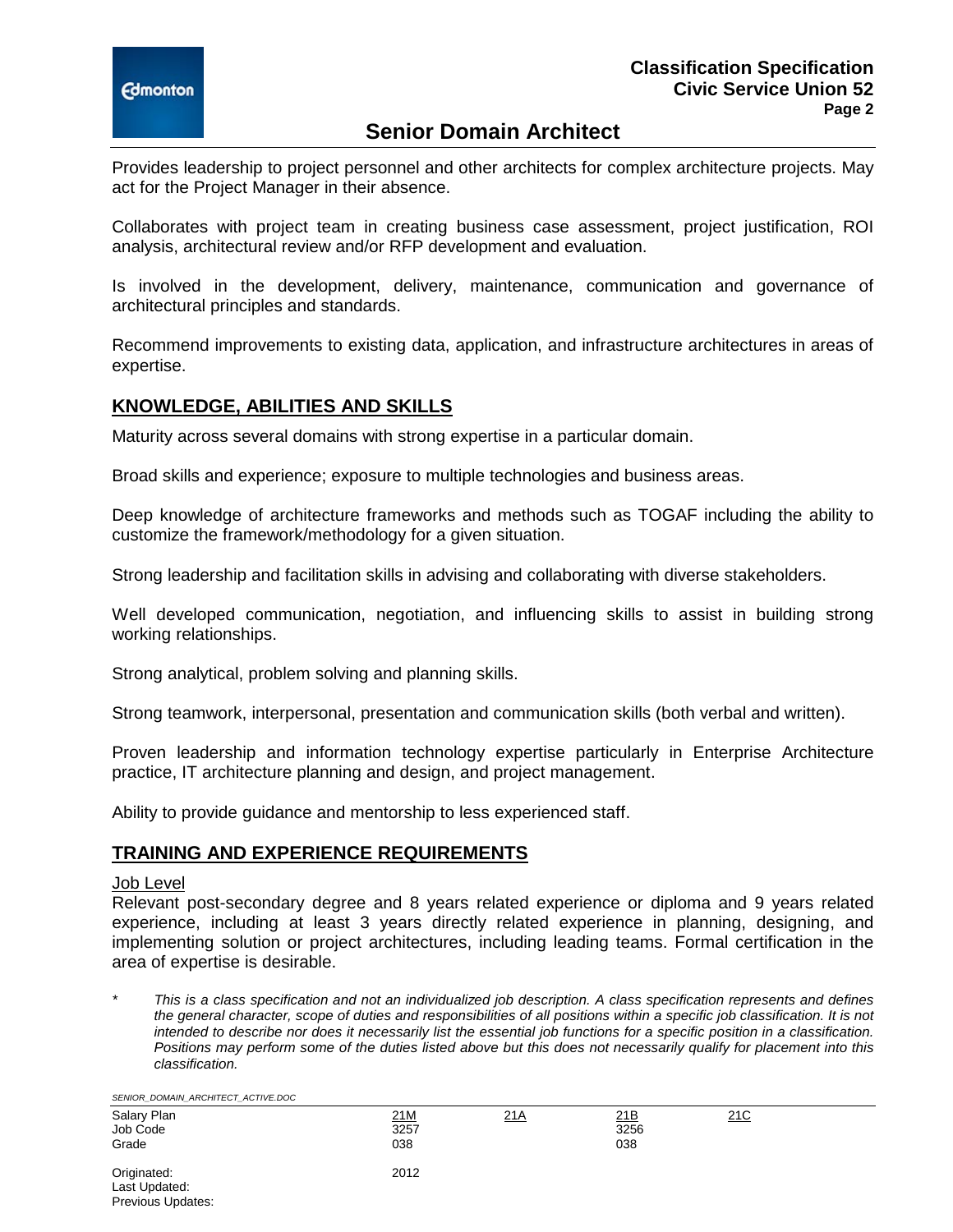# Senior Domain Architect

Provides leadership to project personnel and other architects for complex architecture projects. May act for the Project Manager in their absence.

Collaborates with project team in creating business case assessment, project justification, ROI analysis, architectural review and/or RFP development and evaluation.

Is involved in the development, delivery, maintenance, communication and governance of architectural principles and standards.

Recommend improvements to existing data, application, and infrastructure architectures in areas of expertise.

## KNOWLEDGE, ABILITIES AND SKILLS

Maturity across several domains with strong expertise in a particular domain.

Broad skills and experience; exposure to multiple technologies and business areas.

Deep knowledge of architecture frameworks and methods such as TOGAF including the ability to customize the framework/methodology for a given situation.

Strong leadership and facilitation skills in advising and collaborating with diverse stakeholders.

Well developed communication, negotiation, and influencing skills to assist in building strong working relationships.

Strong analytical, problem solving and planning skills.

Strong teamwork, interpersonal, presentation and communication skills (both verbal and written).

Proven leadership and information technology expertise particularly in Enterprise Architecture practice, IT architecture planning and design, and project management.

Ability to provide guidance and mentorship to less experienced staff.

## TRAINING AND EXPERIENCE REQUIREMENTS

Job Level

Relevant post-secondary degree and 8 years related experience or diploma and 9 years related experience, including at least 3 years directly related experience in planning, designing, and implementing solution or project architectures, including leading teams. Formal certification in the area of expertise is desirable.

\* *This is a class specification and not an individualized job description. A class specification represents and defines the general character, scope of duties and responsibilities of all positions within a specific job classification. It is not intended to describe nor does it necessarily list the essential job functions for a specific position in a classification. Positions may perform some of the duties listed above but this does not necessarily qualify for placement into this classification.*

SENIOR_DOMAIN_ARCHITECT_ACTIVE.DOC

| | | | | |
|---|---|---|---|---|
| Salary Plan | 21M | 21A | 21B | 21C |
| Job Code | 3257 | | 3256 | |
| Grade | 038 | | 038 | |
| Originated: | 2012 | | | |
| Last Updated: | | | | |
| Previous Updates: | | | | |